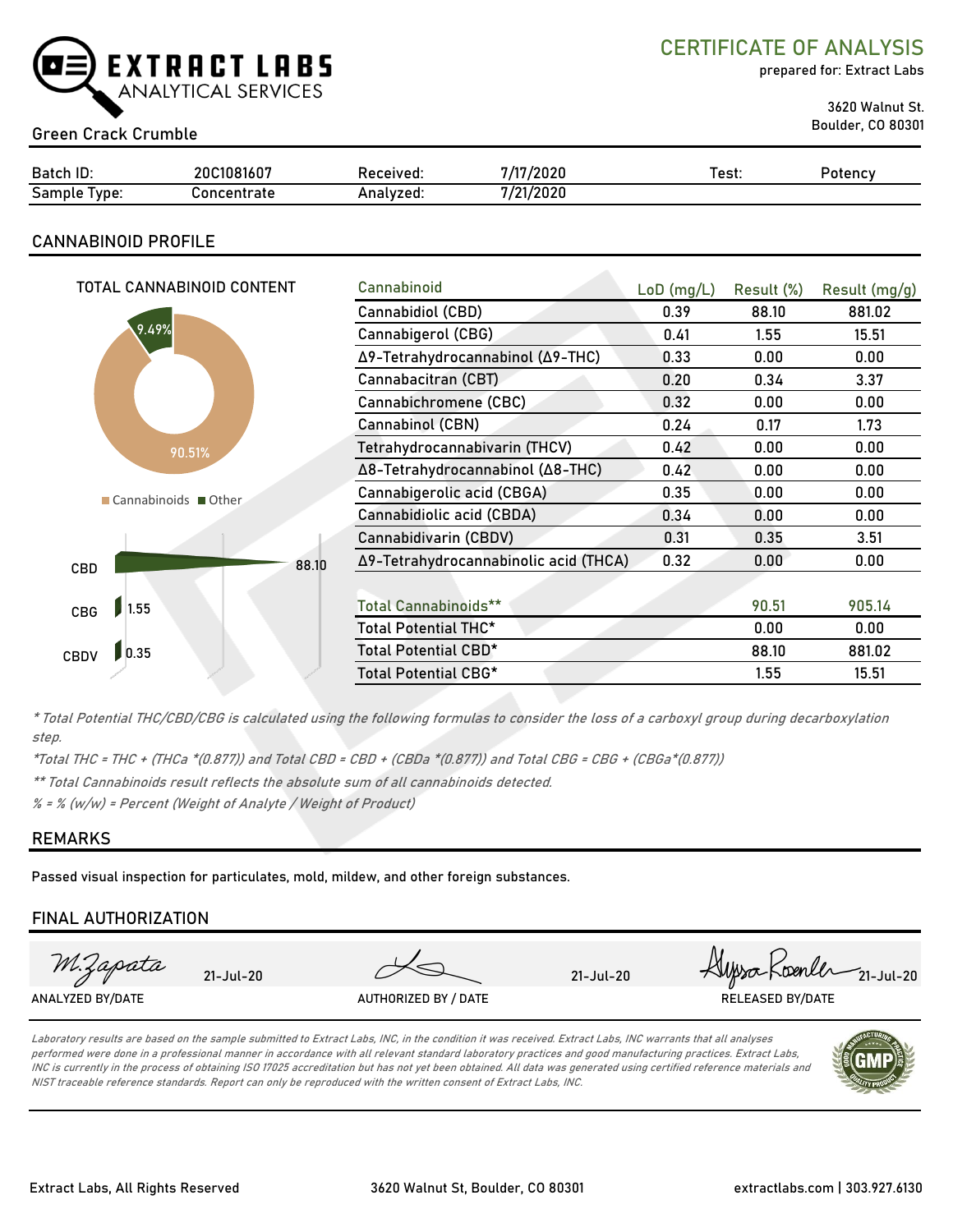EXTRACT LABS
ANALYTICAL SERVICES

# CERTIFICATE OF ANALYSIS

prepared for: Extract Labs

3620 Walnut St.
Boulder, CO 80301

Green Crack Crumble

| Batch ID: | 20C1081607 | Received: | 7/17/2020 | Test: | Potency |
|---|---|---|---|---|---|
| Sample Type: | Concentrate | Analyzed: | 7/21/2020 | | |

## CANNABINOID PROFILE

TOTAL CANNABINOID CONTENT

Cannabinoids 90.51% | Other 9.49%

CBD 88.10
CBG 1.55
CBDV 0.35

| Cannabinoid | LoD (mg/L) | Result (%) | Result (mg/g) |
|---|---|---|---|
| Cannabidiol (CBD) | 0.39 | 88.10 | 881.02 |
| Cannabigerol (CBG) | 0.41 | 1.55 | 15.51 |
| Δ9-Tetrahydrocannabinol (Δ9-THC) | 0.33 | 0.00 | 0.00 |
| Cannabacitran (CBT) | 0.20 | 0.34 | 3.37 |
| Cannabichromene (CBC) | 0.32 | 0.00 | 0.00 |
| Cannabinol (CBN) | 0.24 | 0.17 | 1.73 |
| Tetrahydrocannabivarin (THCV) | 0.42 | 0.00 | 0.00 |
| Δ8-Tetrahydrocannabinol (Δ8-THC) | 0.42 | 0.00 | 0.00 |
| Cannabigerolic acid (CBGA) | 0.35 | 0.00 | 0.00 |
| Cannabidiolic acid (CBDA) | 0.34 | 0.00 | 0.00 |
| Cannabidivarin (CBDV) | 0.31 | 0.35 | 3.51 |
| Δ9-Tetrahydrocannabinolic acid (THCA) | 0.32 | 0.00 | 0.00 |
| | | | |
| Total Cannabinoids** | | 90.51 | 905.14 |
| Total Potential THC* | | 0.00 | 0.00 |
| Total Potential CBD* | | 88.10 | 881.02 |
| Total Potential CBG* | | 1.55 | 15.51 |

*\* Total Potential THC/CBD/CBG is calculated using the following formulas to consider the loss of a carboxyl group during decarboxylation step.*

*\*Total THC = THC + (THCa \*(0.877)) and Total CBD = CBD + (CBDa \*(0.877)) and Total CBG = CBG + (CBGa\*(0.877))*

*\*\* Total Cannabinoids result reflects the absolute sum of all cannabinoids detected.*

*% = % (w/w) = Percent (Weight of Analyte / Weight of Product)*

## REMARKS

Passed visual inspection for particulates, mold, mildew, and other foreign substances.

## FINAL AUTHORIZATION

| M.Zapata 21-Jul-20 | 21-Jul-20 | Alyssa Roenler 21-Jul-20 |
|---|---|---|
| ANALYZED BY/DATE | AUTHORIZED BY / DATE | RELEASED BY/DATE |

*Laboratory results are based on the sample submitted to Extract Labs, INC, in the condition it was received. Extract Labs, INC warrants that all analyses performed were done in a professional manner in accordance with all relevant standard laboratory practices and good manufacturing practices. Extract Labs, INC is currently in the process of obtaining ISO 17025 accreditation but has not yet been obtained. All data was generated using certified reference materials and NIST traceable reference standards. Report can only be reproduced with the written consent of Extract Labs, INC.*

Extract Labs, All Rights Reserved | 3620 Walnut St, Boulder, CO 80301 | extractlabs.com | 303.927.6130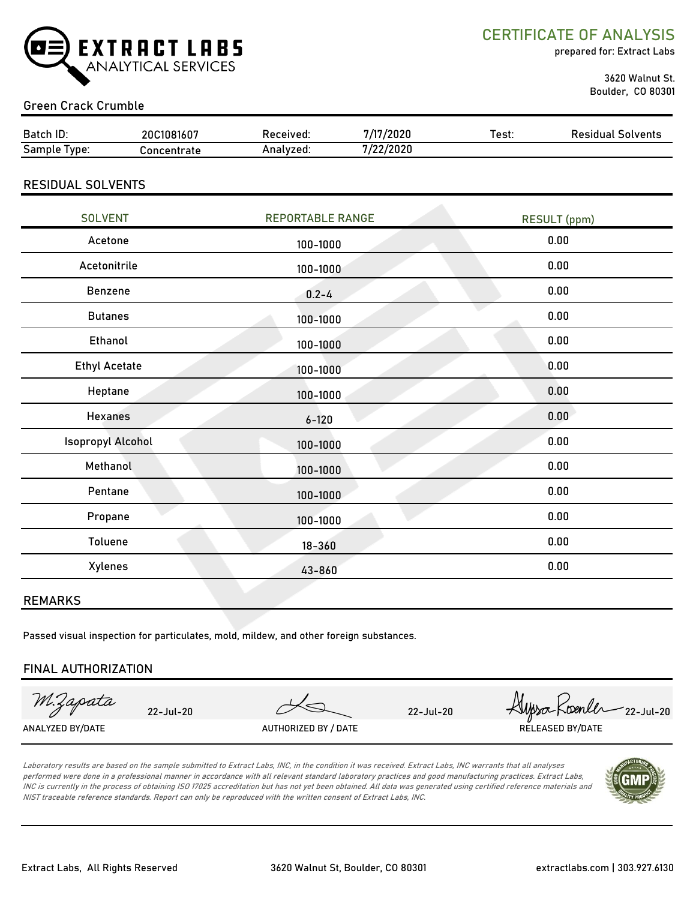# EXTRACT LABS ANALYTICAL SERVICES

## CERTIFICATE OF ANALYSIS

prepared for: Extract Labs

3620 Walnut St.
Boulder, CO 80301

Green Crack Crumble

| Batch ID: | 20C1081607 | Received: | 7/17/2020 | Test: | Residual Solvents |
|---|---|---|---|---|---|
| Sample Type: | Concentrate | Analyzed: | 7/22/2020 | | |

## RESIDUAL SOLVENTS

| SOLVENT | REPORTABLE RANGE | RESULT (ppm) |
|---|---|---|
| Acetone | 100-1000 | 0.00 |
| Acetonitrile | 100-1000 | 0.00 |
| Benzene | 0.2-4 | 0.00 |
| Butanes | 100-1000 | 0.00 |
| Ethanol | 100-1000 | 0.00 |
| Ethyl Acetate | 100-1000 | 0.00 |
| Heptane | 100-1000 | 0.00 |
| Hexanes | 6-120 | 0.00 |
| Isopropyl Alcohol | 100-1000 | 0.00 |
| Methanol | 100-1000 | 0.00 |
| Pentane | 100-1000 | 0.00 |
| Propane | 100-1000 | 0.00 |
| Toluene | 18-360 | 0.00 |
| Xylenes | 43-860 | 0.00 |

## REMARKS

Passed visual inspection for particulates, mold, mildew, and other foreign substances.

## FINAL AUTHORIZATION

| M.Zapata 22-Jul-20 | 22-Jul-20 | Alyssa Roenler 22-Jul-20 |
|---|---|---|
| ANALYZED BY/DATE | AUTHORIZED BY / DATE | RELEASED BY/DATE |

*Laboratory results are based on the sample submitted to Extract Labs, INC, in the condition it was received. Extract Labs, INC warrants that all analyses performed were done in a professional manner in accordance with all relevant standard laboratory practices and good manufacturing practices. Extract Labs, INC is currently in the process of obtaining ISO 17025 accreditation but has not yet been obtained. All data was generated using certified reference materials and NIST traceable reference standards. Report can only be reproduced with the written consent of Extract Labs, INC.*

Extract Labs, All Rights Reserved | 3620 Walnut St, Boulder, CO 80301 | extractlabs.com | 303.927.6130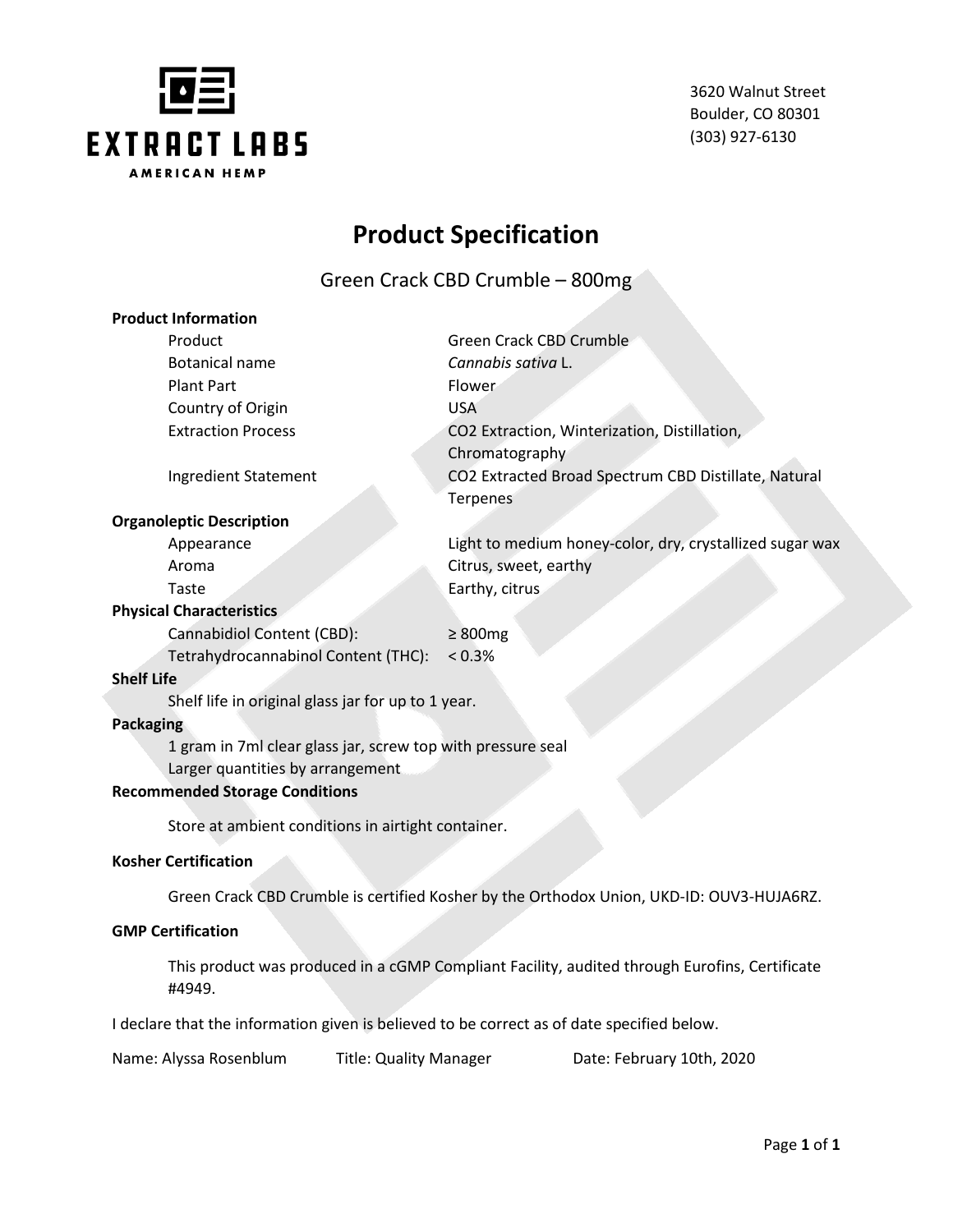EXTRACT LABS

AMERICAN HEMP

3620 Walnut Street
Boulder, CO 80301
(303) 927-6130

# Product Specification

## Green Crack CBD Crumble – 800mg

**Product Information**

| | |
|---|---|
| Product | Green Crack CBD Crumble |
| Botanical name | *Cannabis sativa* L. |
| Plant Part | Flower |
| Country of Origin | USA |
| Extraction Process | $CO_2$ Extraction, Winterization, Distillation, Chromatography |
| Ingredient Statement | $CO_2$ Extracted Broad Spectrum CBD Distillate, Natural Terpenes |

**Organoleptic Description**

| | |
|---|---|
| Appearance | Light to medium honey-color, dry, crystallized sugar wax |
| Aroma | Citrus, sweet, earthy |
| Taste | Earthy, citrus |

**Physical Characteristics**

| | |
|---|---|
| Cannabidiol Content (CBD): | ≥ 800mg |
| Tetrahydrocannabinol Content (THC): | < 0.3% |

**Shelf Life**

Shelf life in original glass jar for up to 1 year.

**Packaging**

1 gram in 7ml clear glass jar, screw top with pressure seal
Larger quantities by arrangement

**Recommended Storage Conditions**

Store at ambient conditions in airtight container.

**Kosher Certification**

Green Crack CBD Crumble is certified Kosher by the Orthodox Union, UKD-ID: OUV3-HUJA6RZ.

**GMP Certification**

This product was produced in a cGMP Compliant Facility, audited through Eurofins, Certificate #4949.

I declare that the information given is believed to be correct as of date specified below.

Name: Alyssa Rosenblum    Title: Quality Manager    Date: February 10th, 2020